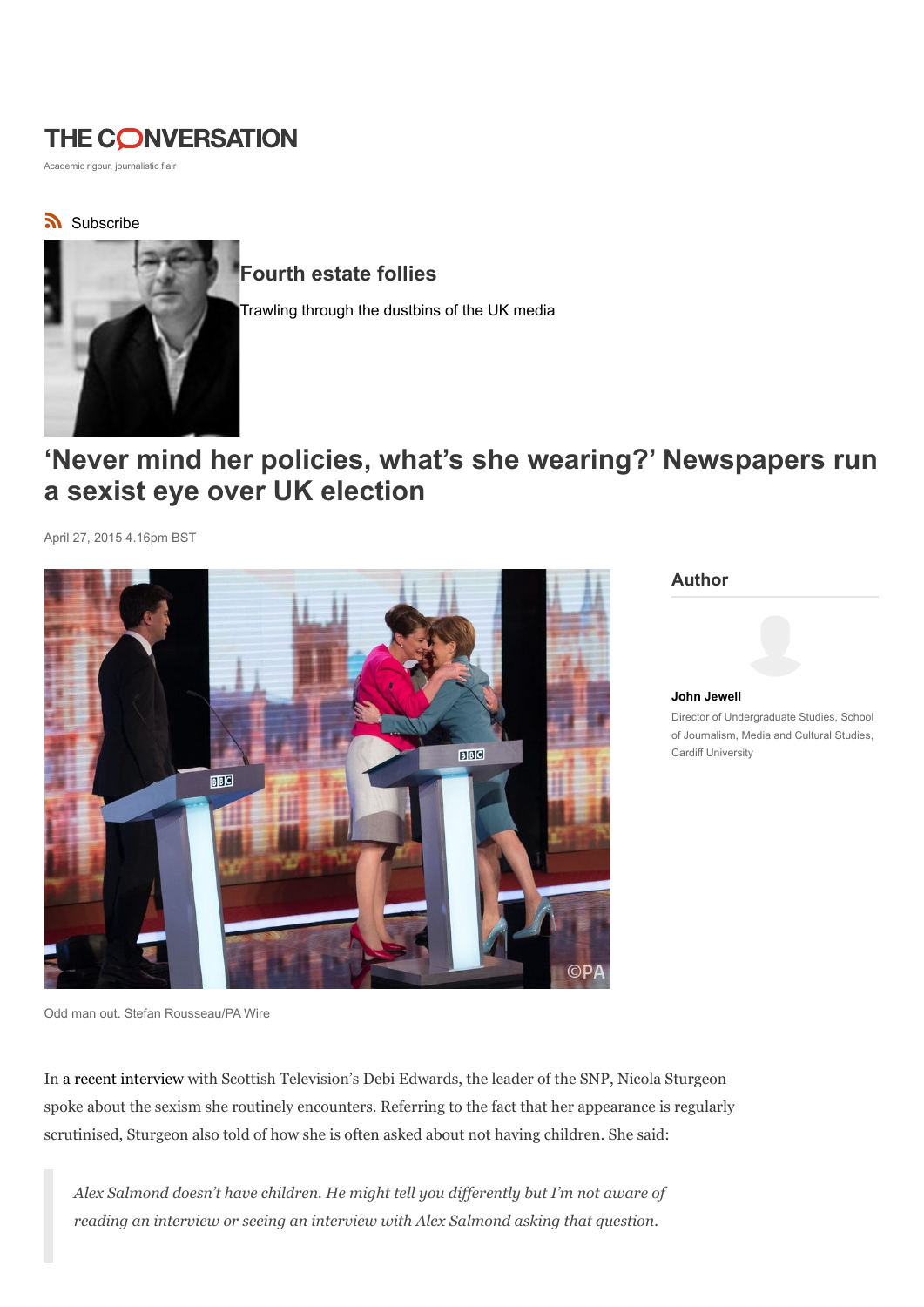# THE CONVERSATION

Academic rigour, journalistic flair

Subscribe

## Fourth estate follies

Trawling through the dustbins of the UK media

# 'Never mind her policies, what's she wearing?' Newspapers run a sexist eye over UK election

April 27, 2015 4.16pm BST

Odd man out. Stefan Rousseau/PA Wire

### Author

**John Jewell**

Director of Undergraduate Studies, School of Journalism, Media and Cultural Studies, Cardiff University

In a recent interview with Scottish Television's Debi Edwards, the leader of the SNP, Nicola Sturgeon spoke about the sexism she routinely encounters. Referring to the fact that her appearance is regularly scrutinised, Sturgeon also told of how she is often asked about not having children. She said:

> *Alex Salmond doesn't have children. He might tell you differently but I'm not aware of reading an interview or seeing an interview with Alex Salmond asking that question.*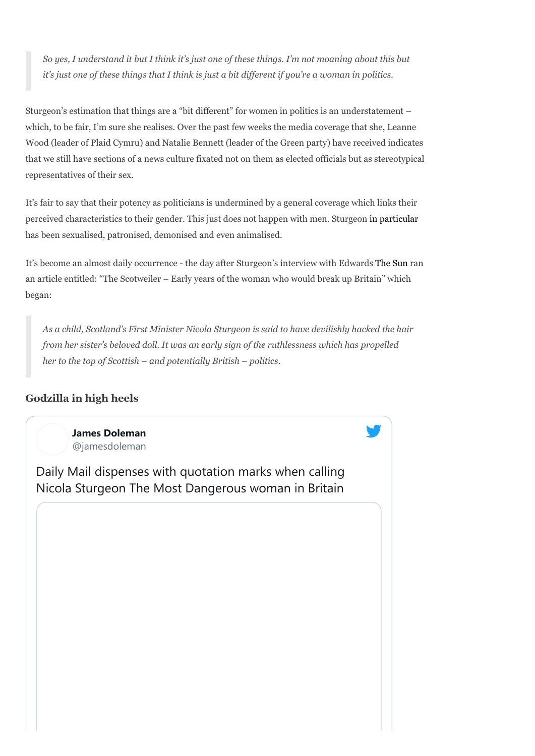> *So yes, I understand it but I think it's just one of these things. I'm not moaning about this but it's just one of these things that I think is just a bit different if you're a woman in politics.*

Sturgeon's estimation that things are a "bit different" for women in politics is an understatement – which, to be fair, I'm sure she realises. Over the past few weeks the media coverage that she, Leanne Wood (leader of Plaid Cymru) and Natalie Bennett (leader of the Green party) have received indicates that we still have sections of a news culture fixated not on them as elected officials but as stereotypical representatives of their sex.

It's fair to say that their potency as politicians is undermined by a general coverage which links their perceived characteristics to their gender. This just does not happen with men. Sturgeon in particular has been sexualised, patronised, demonised and even animalised.

It's become an almost daily occurrence - the day after Sturgeon's interview with Edwards The Sun ran an article entitled: "The Scotweiler – Early years of the woman who would break up Britain" which began:

> *As a child, Scotland's First Minister Nicola Sturgeon is said to have devilishly hacked the hair from her sister's beloved doll. It was an early sign of the ruthlessness which has propelled her to the top of Scottish – and potentially British – politics.*

### Godzilla in high heels

> **James Doleman**
> @jamesdoleman
>
> Daily Mail dispenses with quotation marks when calling Nicola Sturgeon The Most Dangerous woman in Britain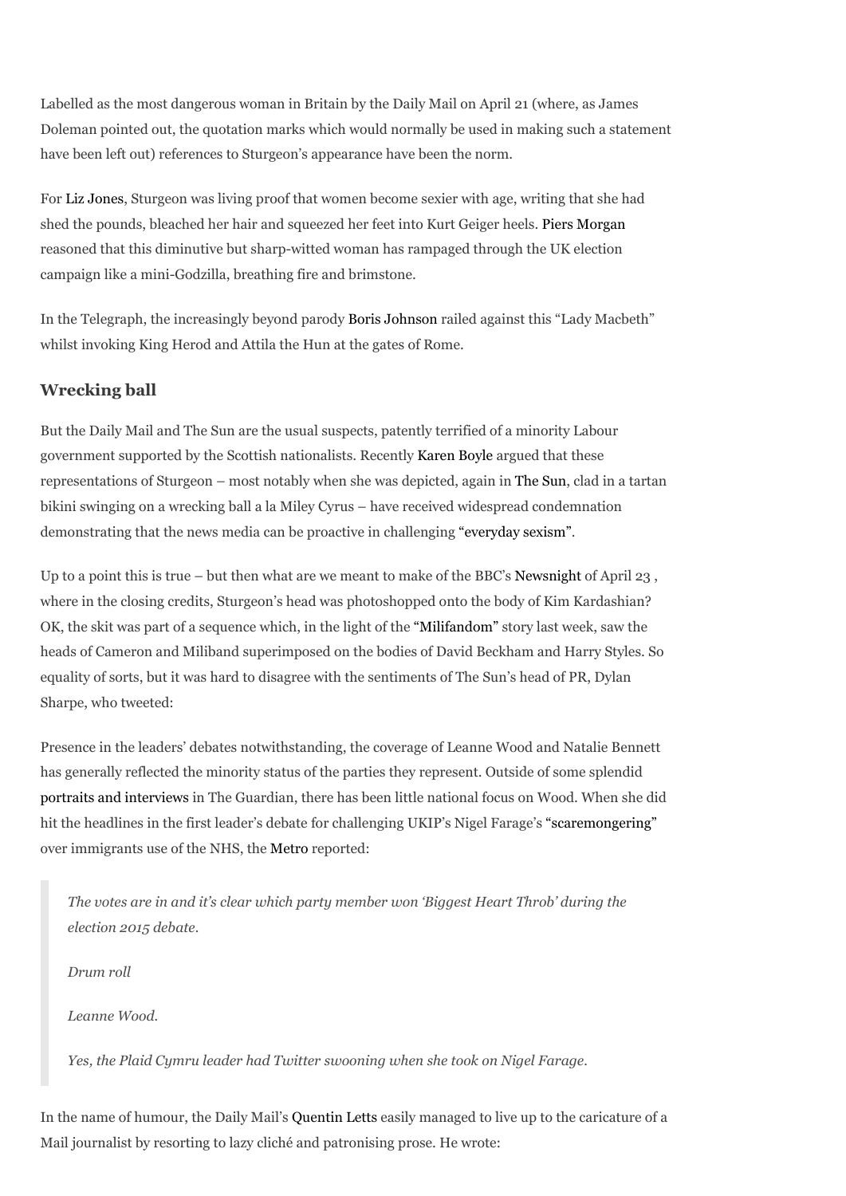Labelled as the most dangerous woman in Britain by the Daily Mail on April 21 (where, as James Doleman pointed out, the quotation marks which would normally be used in making such a statement have been left out) references to Sturgeon's appearance have been the norm.

For Liz Jones, Sturgeon was living proof that women become sexier with age, writing that she had shed the pounds, bleached her hair and squeezed her feet into Kurt Geiger heels. Piers Morgan reasoned that this diminutive but sharp-witted woman has rampaged through the UK election campaign like a mini-Godzilla, breathing fire and brimstone.

In the Telegraph, the increasingly beyond parody Boris Johnson railed against this "Lady Macbeth" whilst invoking King Herod and Attila the Hun at the gates of Rome.

## Wrecking ball

But the Daily Mail and The Sun are the usual suspects, patently terrified of a minority Labour government supported by the Scottish nationalists. Recently Karen Boyle argued that these representations of Sturgeon – most notably when she was depicted, again in The Sun, clad in a tartan bikini swinging on a wrecking ball a la Miley Cyrus – have received widespread condemnation demonstrating that the news media can be proactive in challenging "everyday sexism".

Up to a point this is true – but then what are we meant to make of the BBC's Newsnight of April 23 , where in the closing credits, Sturgeon's head was photoshopped onto the body of Kim Kardashian? OK, the skit was part of a sequence which, in the light of the "Milifandom" story last week, saw the heads of Cameron and Miliband superimposed on the bodies of David Beckham and Harry Styles. So equality of sorts, but it was hard to disagree with the sentiments of The Sun's head of PR, Dylan Sharpe, who tweeted:

Presence in the leaders' debates notwithstanding, the coverage of Leanne Wood and Natalie Bennett has generally reflected the minority status of the parties they represent. Outside of some splendid portraits and interviews in The Guardian, there has been little national focus on Wood. When she did hit the headlines in the first leader's debate for challenging UKIP's Nigel Farage's "scaremongering" over immigrants use of the NHS, the Metro reported:

> *The votes are in and it's clear which party member won 'Biggest Heart Throb' during the election 2015 debate.*
>
> *Drum roll*
>
> *Leanne Wood.*
>
> *Yes, the Plaid Cymru leader had Twitter swooning when she took on Nigel Farage.*

In the name of humour, the Daily Mail's Quentin Letts easily managed to live up to the caricature of a Mail journalist by resorting to lazy cliché and patronising prose. He wrote: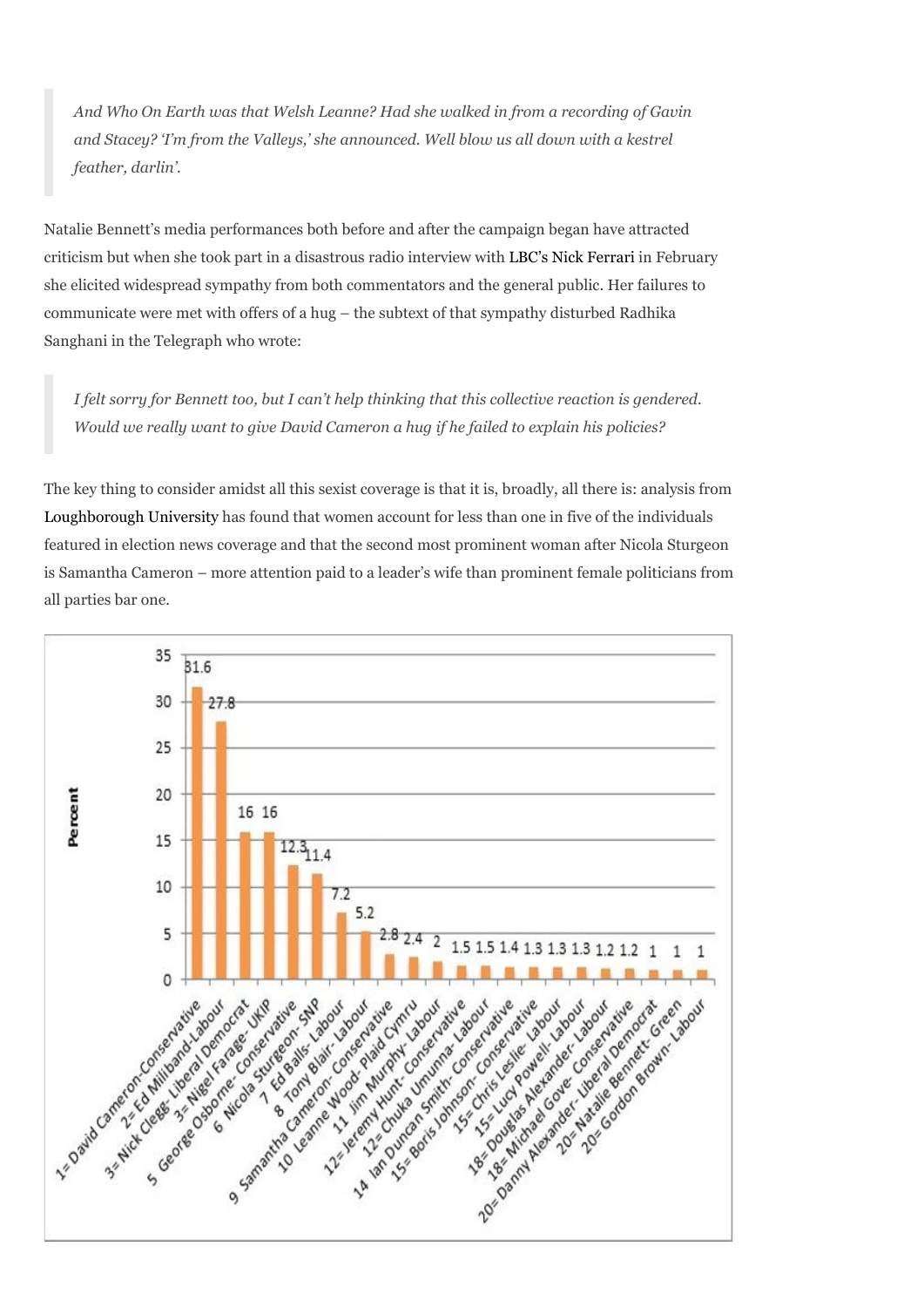> *And Who On Earth was that Welsh Leanne? Had she walked in from a recording of Gavin and Stacey? 'I'm from the Valleys,' she announced. Well blow us all down with a kestrel feather, darlin'.*

Natalie Bennett's media performances both before and after the campaign began have attracted criticism but when she took part in a disastrous radio interview with LBC's Nick Ferrari in February she elicited widespread sympathy from both commentators and the general public. Her failures to communicate were met with offers of a hug – the subtext of that sympathy disturbed Radhika Sanghani in the Telegraph who wrote:

> *I felt sorry for Bennett too, but I can't help thinking that this collective reaction is gendered. Would we really want to give David Cameron a hug if he failed to explain his policies?*

The key thing to consider amidst all this sexist coverage is that it is, broadly, all there is: analysis from Loughborough University has found that women account for less than one in five of the individuals featured in election news coverage and that the second most prominent woman after Nicola Sturgeon is Samantha Cameron – more attention paid to a leader's wife than prominent female politicians from all parties bar one.

| Individual | Percent |
|---|---|
| 1= David Cameron- Conservative | 31.6 |
| 2= Ed Miliband- Labour | 27.8 |
| 3= Nick Clegg- Liberal Democrat | 16 |
| 3= Nigel Farage- UKIP | 16 |
| 5 George Osborne- Conservative | 12.3 |
| 6 Nicola Sturgeon- SNP | 11.4 |
| 7 Ed Balls- Labour | 7.2 |
| 8 Tony Blair- Labour | 5.2 |
| 9 Samantha Cameron- Conservative | 2.8 |
| 10 Leanne Wood- Plaid Cymru | 2.4 |
| 11 Jim Murphy- Labour | 2 |
| 12= Jeremy Hunt- Conservative | 1.5 |
| 12= Chuka Umunna- Labour | 1.5 |
| 14 Ian Duncan Smith- Conservative | 1.4 |
| 15= Boris Johnson- Conservative | 1.3 |
| 15= Chris Leslie- Labour | 1.3 |
| 15= Lucy Powell- Labour | 1.3 |
| 18= Douglas Alexander- Labour | 1.2 |
| 18= Michael Gove- Conservative | 1.2 |
| 20= Danny Alexander- Liberal Democrat | 1 |
| 20= Natalie Bennett- Green | 1 |
| 20= Gordon Brown- Labour | 1 |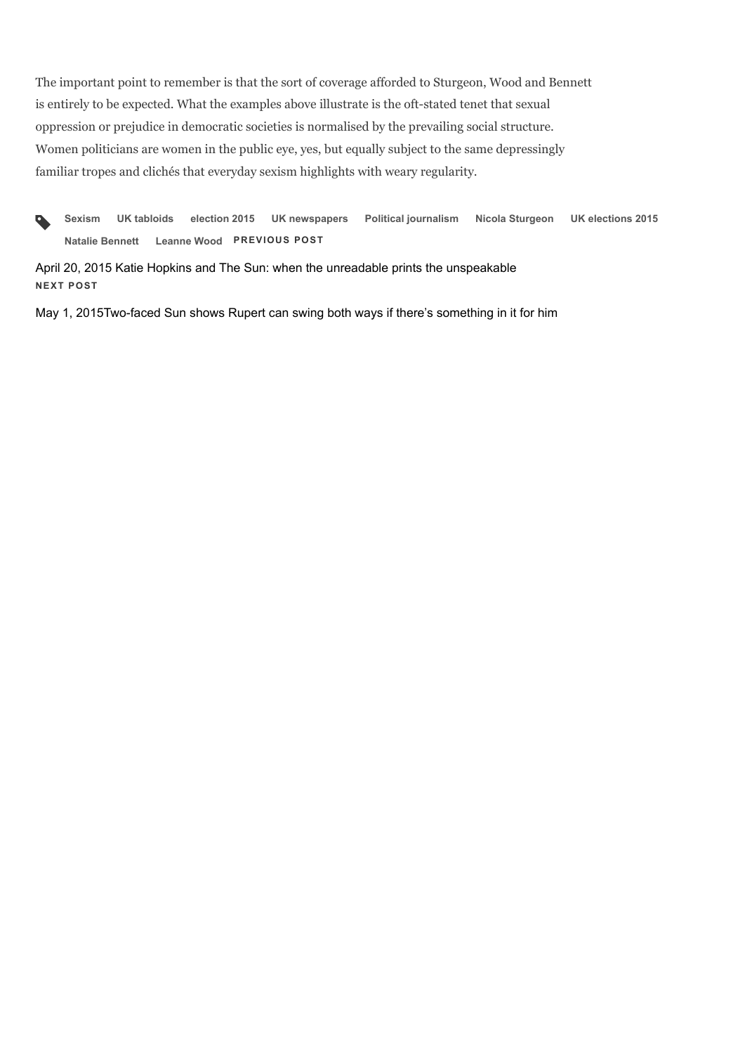The important point to remember is that the sort of coverage afforded to Sturgeon, Wood and Bennett is entirely to be expected. What the examples above illustrate is the oft-stated tenet that sexual oppression or prejudice in democratic societies is normalised by the prevailing social structure. Women politicians are women in the public eye, yes, but equally subject to the same depressingly familiar tropes and clichés that everyday sexism highlights with weary regularity.

**Sexism** **UK tabloids** **election 2015** **UK newspapers** **Political journalism** **Nicola Sturgeon** **UK elections 2015** **Natalie Bennett** **Leanne Wood**

**PREVIOUS POST**

April 20, 2015 Katie Hopkins and The Sun: when the unreadable prints the unspeakable

**NEXT POST**

May 1, 2015Two-faced Sun shows Rupert can swing both ways if there's something in it for him